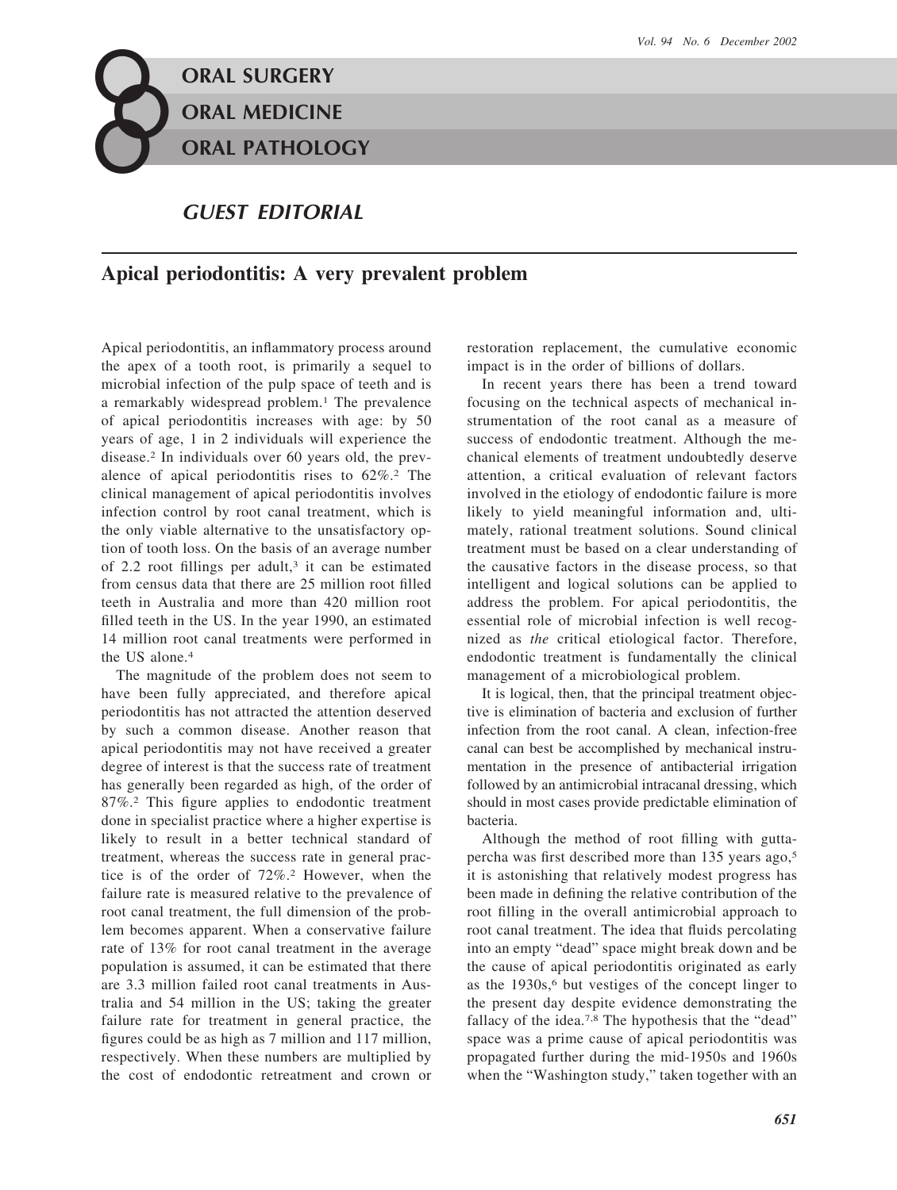# GUEST EDITORIAL

## Apical periodontitis: A very prevalent problem

Apical periodontitis, an inflammatory process around the apex of a tooth root, is primarily a sequel to microbial infection of the pulp space of teeth and is a remarkably widespread problem.[1] The prevalence of apical periodontitis increases with age: by 50 years of age, 1 in 2 individuals will experience the disease.[2] In individuals over 60 years old, the prevalence of apical periodontitis rises to 62%.[2] The clinical management of apical periodontitis involves infection control by root canal treatment, which is the only viable alternative to the unsatisfactory option of tooth loss. On the basis of an average number of 2.2 root fillings per adult,[3] it can be estimated from census data that there are 25 million root filled teeth in Australia and more than 420 million root filled teeth in the US. In the year 1990, an estimated 14 million root canal treatments were performed in the US alone.[4]

The magnitude of the problem does not seem to have been fully appreciated, and therefore apical periodontitis has not attracted the attention deserved by such a common disease. Another reason that apical periodontitis may not have received a greater degree of interest is that the success rate of treatment has generally been regarded as high, of the order of 87%.[2] This figure applies to endodontic treatment done in specialist practice where a higher expertise is likely to result in a better technical standard of treatment, whereas the success rate in general practice is of the order of 72%.[2] However, when the failure rate is measured relative to the prevalence of root canal treatment, the full dimension of the problem becomes apparent. When a conservative failure rate of 13% for root canal treatment in the average population is assumed, it can be estimated that there are 3.3 million failed root canal treatments in Australia and 54 million in the US; taking the greater failure rate for treatment in general practice, the figures could be as high as 7 million and 117 million, respectively. When these numbers are multiplied by the cost of endodontic retreatment and crown or restoration replacement, the cumulative economic impact is in the order of billions of dollars.

In recent years there has been a trend toward focusing on the technical aspects of mechanical instrumentation of the root canal as a measure of success of endodontic treatment. Although the mechanical elements of treatment undoubtedly deserve attention, a critical evaluation of relevant factors involved in the etiology of endodontic failure is more likely to yield meaningful information and, ultimately, rational treatment solutions. Sound clinical treatment must be based on a clear understanding of the causative factors in the disease process, so that intelligent and logical solutions can be applied to address the problem. For apical periodontitis, the essential role of microbial infection is well recognized as *the* critical etiological factor. Therefore, endodontic treatment is fundamentally the clinical management of a microbiological problem.

It is logical, then, that the principal treatment objective is elimination of bacteria and exclusion of further infection from the root canal. A clean, infection-free canal can best be accomplished by mechanical instrumentation in the presence of antibacterial irrigation followed by an antimicrobial intracanal dressing, which should in most cases provide predictable elimination of bacteria.

Although the method of root filling with gutta-percha was first described more than 135 years ago,[5] it is astonishing that relatively modest progress has been made in defining the relative contribution of the root filling in the overall antimicrobial approach to root canal treatment. The idea that fluids percolating into an empty "dead" space might break down and be the cause of apical periodontitis originated as early as the 1930s,[6] but vestiges of the concept linger to the present day despite evidence demonstrating the fallacy of the idea.[7,8] The hypothesis that the "dead" space was a prime cause of apical periodontitis was propagated further during the mid-1950s and 1960s when the "Washington study," taken together with an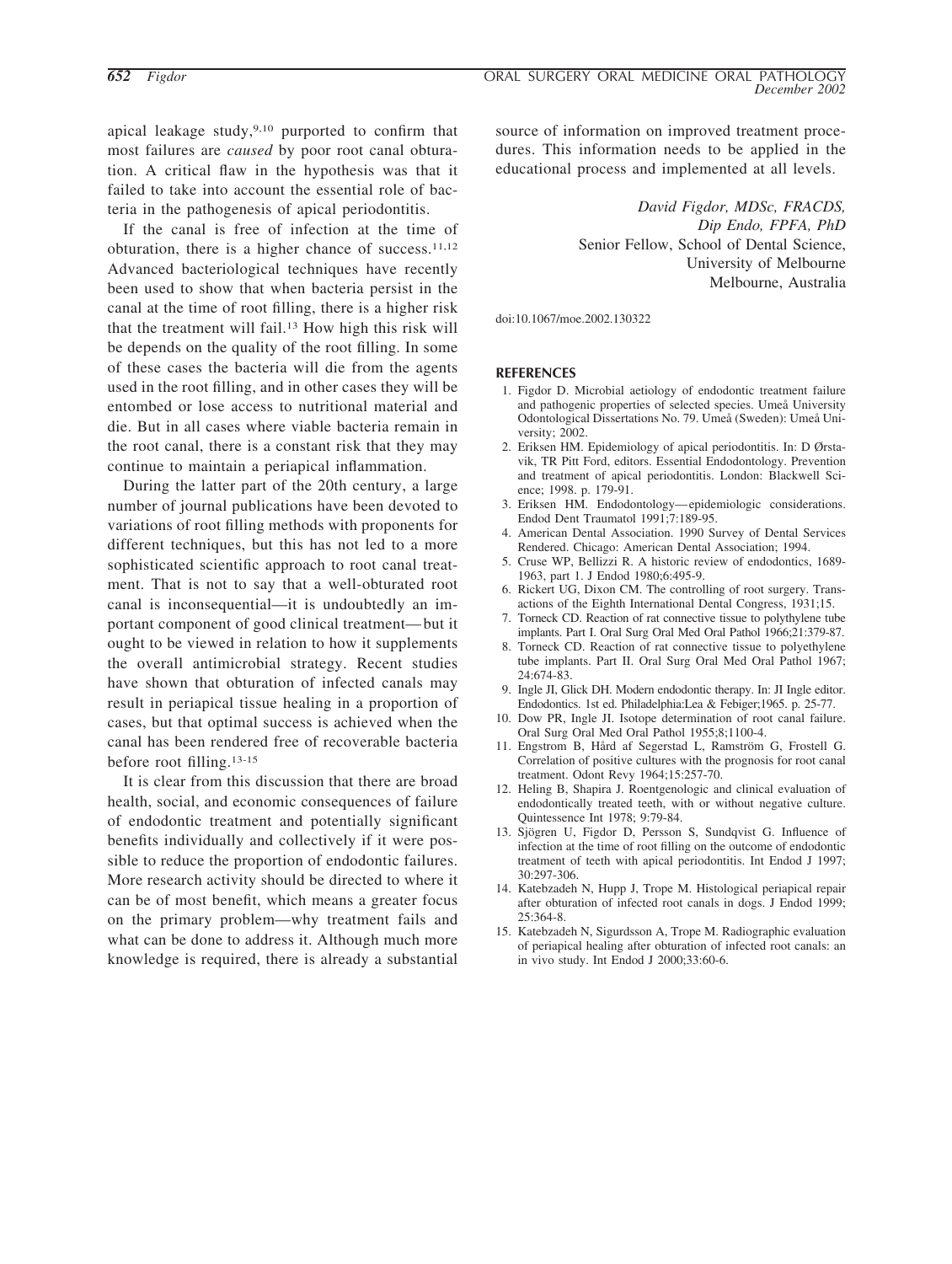apical leakage study,[9,10] purported to confirm that most failures are *caused* by poor root canal obturation. A critical flaw in the hypothesis was that it failed to take into account the essential role of bacteria in the pathogenesis of apical periodontitis.

If the canal is free of infection at the time of obturation, there is a higher chance of success.[11,12] Advanced bacteriological techniques have recently been used to show that when bacteria persist in the canal at the time of root filling, there is a higher risk that the treatment will fail.[13] How high this risk will be depends on the quality of the root filling. In some of these cases the bacteria will die from the agents used in the root filling, and in other cases they will be entombed or lose access to nutritional material and die. But in all cases where viable bacteria remain in the root canal, there is a constant risk that they may continue to maintain a periapical inflammation.

During the latter part of the 20th century, a large number of journal publications have been devoted to variations of root filling methods with proponents for different techniques, but this has not led to a more sophisticated scientific approach to root canal treatment. That is not to say that a well-obturated root canal is inconsequential—it is undoubtedly an important component of good clinical treatment—but it ought to be viewed in relation to how it supplements the overall antimicrobial strategy. Recent studies have shown that obturation of infected canals may result in periapical tissue healing in a proportion of cases, but that optimal success is achieved when the canal has been rendered free of recoverable bacteria before root filling.[13-15]

It is clear from this discussion that there are broad health, social, and economic consequences of failure of endodontic treatment and potentially significant benefits individually and collectively if it were possible to reduce the proportion of endodontic failures. More research activity should be directed to where it can be of most benefit, which means a greater focus on the primary problem—why treatment fails and what can be done to address it. Although much more knowledge is required, there is already a substantial source of information on improved treatment procedures. This information needs to be applied in the educational process and implemented at all levels.

*David Figdor, MDSc, FRACDS,*
*Dip Endo, FPFA, PhD*
Senior Fellow, School of Dental Science,
University of Melbourne
Melbourne, Australia

doi:10.1067/moe.2002.130322

## REFERENCES

1. Figdor D. Microbial aetiology of endodontic treatment failure and pathogenic properties of selected species. Umeå University Odontological Dissertations No. 79. Umeå (Sweden): Umeå University; 2002.
2. Eriksen HM. Epidemiology of apical periodontitis. In: D Ørstavik, TR Pitt Ford, editors. Essential Endodontology. Prevention and treatment of apical periodontitis. London: Blackwell Science; 1998. p. 179-91.
3. Eriksen HM. Endodontology—epidemiologic considerations. Endod Dent Traumatol 1991;7:189-95.
4. American Dental Association. 1990 Survey of Dental Services Rendered. Chicago: American Dental Association; 1994.
5. Cruse WP, Bellizzi R. A historic review of endodontics, 1689-1963, part 1. J Endod 1980;6:495-9.
6. Rickert UG, Dixon CM. The controlling of root surgery. Transactions of the Eighth International Dental Congress, 1931;15.
7. Torneck CD. Reaction of rat connective tissue to polythylene tube implants. Part I. Oral Surg Oral Med Oral Pathol 1966;21:379-87.
8. Torneck CD. Reaction of rat connective tissue to polyethylene tube implants. Part II. Oral Surg Oral Med Oral Pathol 1967; 24:674-83.
9. Ingle JI, Glick DH. Modern endodontic therapy. In: JI Ingle editor. Endodontics. 1st ed. Philadelphia:Lea & Febiger;1965. p. 25-77.
10. Dow PR, Ingle JI. Isotope determination of root canal failure. Oral Surg Oral Med Oral Pathol 1955;8;1100-4.
11. Engstrom B, Hård af Segerstad L, Ramström G, Frostell G. Correlation of positive cultures with the prognosis for root canal treatment. Odont Revy 1964;15:257-70.
12. Heling B, Shapira J. Roentgenologic and clinical evaluation of endodontically treated teeth, with or without negative culture. Quintessence Int 1978; 9:79-84.
13. Sjögren U, Figdor D, Persson S, Sundqvist G. Influence of infection at the time of root filling on the outcome of endodontic treatment of teeth with apical periodontitis. Int Endod J 1997; 30:297-306.
14. Katebzadeh N, Hupp J, Trope M. Histological periapical repair after obturation of infected root canals in dogs. J Endod 1999; 25:364-8.
15. Katebzadeh N, Sigurdsson A, Trope M. Radiographic evaluation of periapical healing after obturation of infected root canals: an in vivo study. Int Endod J 2000;33:60-6.